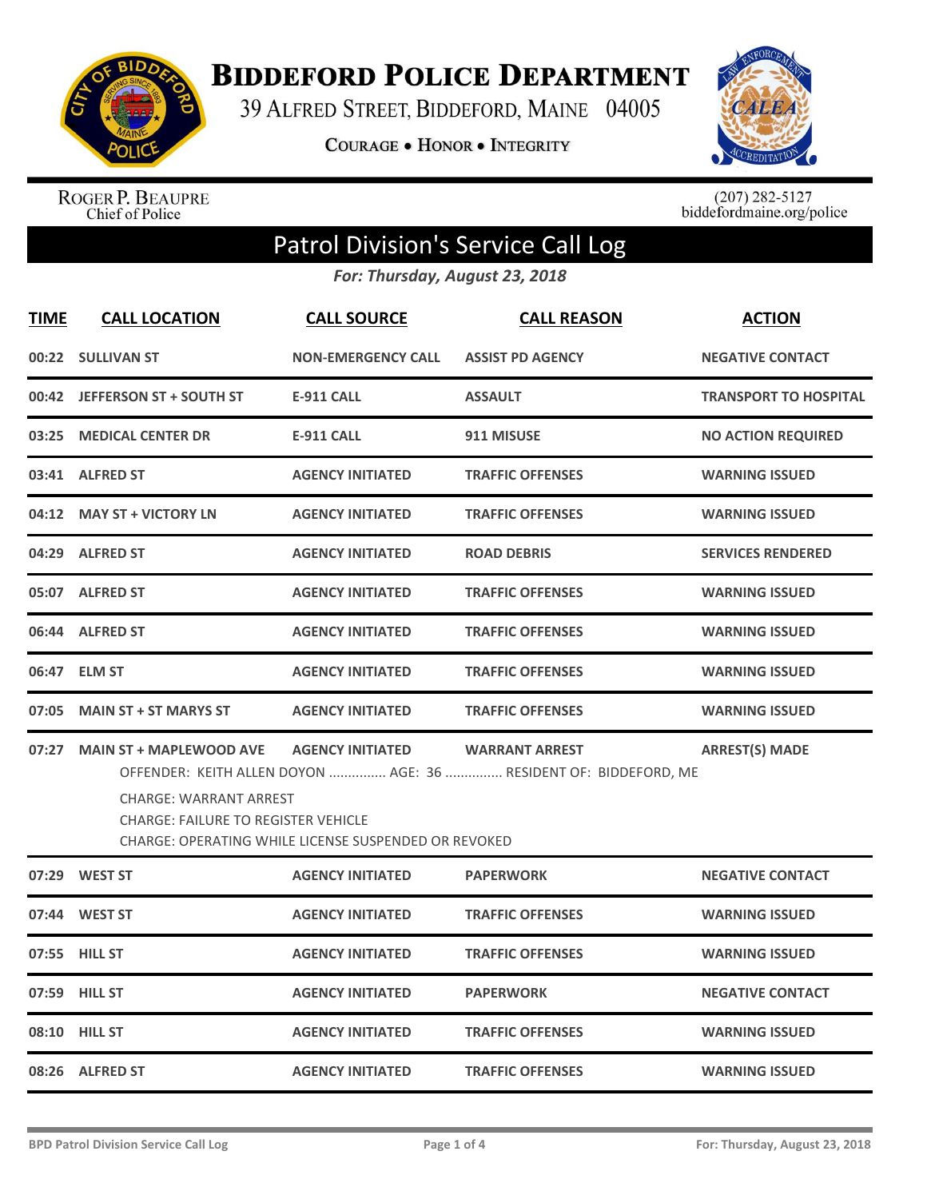# Biddeford Police Department

39 Alfred Street, Biddeford, Maine 04005

Courage • Honor • Integrity

Roger P. Beaupre
Chief of Police

(207) 282-5127
biddefordmaine.org/police

## Patrol Division's Service Call Log

*For: Thursday, August 23, 2018*

| TIME | CALL LOCATION | CALL SOURCE | CALL REASON | ACTION |
|---|---|---|---|---|
| 00:22 | SULLIVAN ST | NON-EMERGENCY CALL | ASSIST PD AGENCY | NEGATIVE CONTACT |
| 00:42 | JEFFERSON ST + SOUTH ST | E-911 CALL | ASSAULT | TRANSPORT TO HOSPITAL |
| 03:25 | MEDICAL CENTER DR | E-911 CALL | 911 MISUSE | NO ACTION REQUIRED |
| 03:41 | ALFRED ST | AGENCY INITIATED | TRAFFIC OFFENSES | WARNING ISSUED |
| 04:12 | MAY ST + VICTORY LN | AGENCY INITIATED | TRAFFIC OFFENSES | WARNING ISSUED |
| 04:29 | ALFRED ST | AGENCY INITIATED | ROAD DEBRIS | SERVICES RENDERED |
| 05:07 | ALFRED ST | AGENCY INITIATED | TRAFFIC OFFENSES | WARNING ISSUED |
| 06:44 | ALFRED ST | AGENCY INITIATED | TRAFFIC OFFENSES | WARNING ISSUED |
| 06:47 | ELM ST | AGENCY INITIATED | TRAFFIC OFFENSES | WARNING ISSUED |
| 07:05 | MAIN ST + ST MARYS ST | AGENCY INITIATED | TRAFFIC OFFENSES | WARNING ISSUED |
| 07:27 | MAIN ST + MAPLEWOOD AVE | AGENCY INITIATED | WARRANT ARREST | ARREST(S) MADE |
| | OFFENDER: KEITH ALLEN DOYON ............... AGE: 36 ............... RESIDENT OF: BIDDEFORD, ME<br>CHARGE: WARRANT ARREST<br>CHARGE: FAILURE TO REGISTER VEHICLE<br>CHARGE: OPERATING WHILE LICENSE SUSPENDED OR REVOKED | | | |
| 07:29 | WEST ST | AGENCY INITIATED | PAPERWORK | NEGATIVE CONTACT |
| 07:44 | WEST ST | AGENCY INITIATED | TRAFFIC OFFENSES | WARNING ISSUED |
| 07:55 | HILL ST | AGENCY INITIATED | TRAFFIC OFFENSES | WARNING ISSUED |
| 07:59 | HILL ST | AGENCY INITIATED | PAPERWORK | NEGATIVE CONTACT |
| 08:10 | HILL ST | AGENCY INITIATED | TRAFFIC OFFENSES | WARNING ISSUED |
| 08:26 | ALFRED ST | AGENCY INITIATED | TRAFFIC OFFENSES | WARNING ISSUED |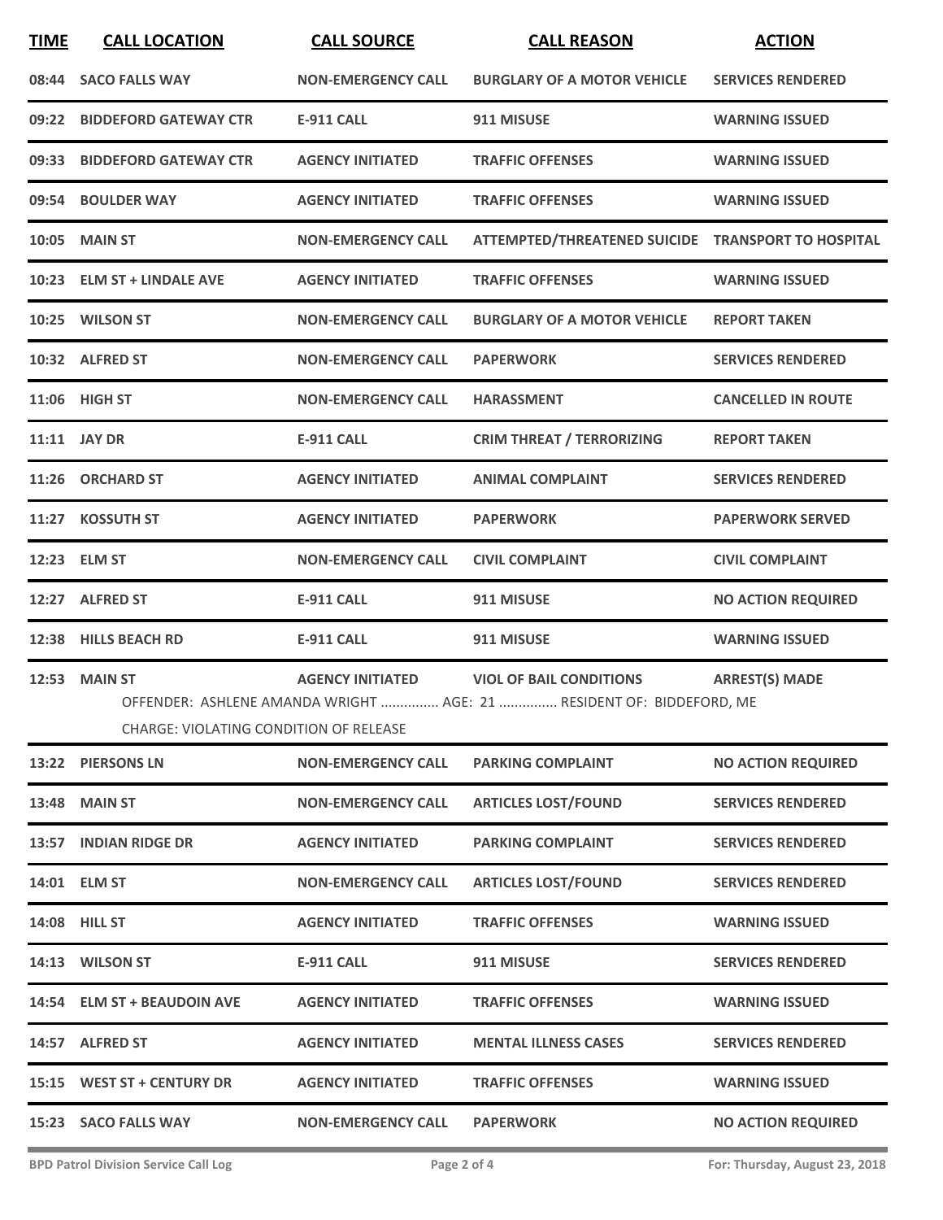| TIME | CALL LOCATION | CALL SOURCE | CALL REASON | ACTION |
|---|---|---|---|---|
| 08:44 | SACO FALLS WAY | NON-EMERGENCY CALL | BURGLARY OF A MOTOR VEHICLE | SERVICES RENDERED |
| 09:22 | BIDDEFORD GATEWAY CTR | E-911 CALL | 911 MISUSE | WARNING ISSUED |
| 09:33 | BIDDEFORD GATEWAY CTR | AGENCY INITIATED | TRAFFIC OFFENSES | WARNING ISSUED |
| 09:54 | BOULDER WAY | AGENCY INITIATED | TRAFFIC OFFENSES | WARNING ISSUED |
| 10:05 | MAIN ST | NON-EMERGENCY CALL | ATTEMPTED/THREATENED SUICIDE | TRANSPORT TO HOSPITAL |
| 10:23 | ELM ST + LINDALE AVE | AGENCY INITIATED | TRAFFIC OFFENSES | WARNING ISSUED |
| 10:25 | WILSON ST | NON-EMERGENCY CALL | BURGLARY OF A MOTOR VEHICLE | REPORT TAKEN |
| 10:32 | ALFRED ST | NON-EMERGENCY CALL | PAPERWORK | SERVICES RENDERED |
| 11:06 | HIGH ST | NON-EMERGENCY CALL | HARASSMENT | CANCELLED IN ROUTE |
| 11:11 | JAY DR | E-911 CALL | CRIM THREAT / TERRORIZING | REPORT TAKEN |
| 11:26 | ORCHARD ST | AGENCY INITIATED | ANIMAL COMPLAINT | SERVICES RENDERED |
| 11:27 | KOSSUTH ST | AGENCY INITIATED | PAPERWORK | PAPERWORK SERVED |
| 12:23 | ELM ST | NON-EMERGENCY CALL | CIVIL COMPLAINT | CIVIL COMPLAINT |
| 12:27 | ALFRED ST | E-911 CALL | 911 MISUSE | NO ACTION REQUIRED |
| 12:38 | HILLS BEACH RD | E-911 CALL | 911 MISUSE | WARNING ISSUED |
| 12:53 | MAIN ST | AGENCY INITIATED | VIOL OF BAIL CONDITIONS | ARREST(S) MADE |
| | OFFENDER: ASHLENE AMANDA WRIGHT ............... AGE: 21 ............... RESIDENT OF: BIDDEFORD, ME<br>CHARGE: VIOLATING CONDITION OF RELEASE | | | |
| 13:22 | PIERSONS LN | NON-EMERGENCY CALL | PARKING COMPLAINT | NO ACTION REQUIRED |
| 13:48 | MAIN ST | NON-EMERGENCY CALL | ARTICLES LOST/FOUND | SERVICES RENDERED |
| 13:57 | INDIAN RIDGE DR | AGENCY INITIATED | PARKING COMPLAINT | SERVICES RENDERED |
| 14:01 | ELM ST | NON-EMERGENCY CALL | ARTICLES LOST/FOUND | SERVICES RENDERED |
| 14:08 | HILL ST | AGENCY INITIATED | TRAFFIC OFFENSES | WARNING ISSUED |
| 14:13 | WILSON ST | E-911 CALL | 911 MISUSE | SERVICES RENDERED |
| 14:54 | ELM ST + BEAUDOIN AVE | AGENCY INITIATED | TRAFFIC OFFENSES | WARNING ISSUED |
| 14:57 | ALFRED ST | AGENCY INITIATED | MENTAL ILLNESS CASES | SERVICES RENDERED |
| 15:15 | WEST ST + CENTURY DR | AGENCY INITIATED | TRAFFIC OFFENSES | WARNING ISSUED |
| 15:23 | SACO FALLS WAY | NON-EMERGENCY CALL | PAPERWORK | NO ACTION REQUIRED |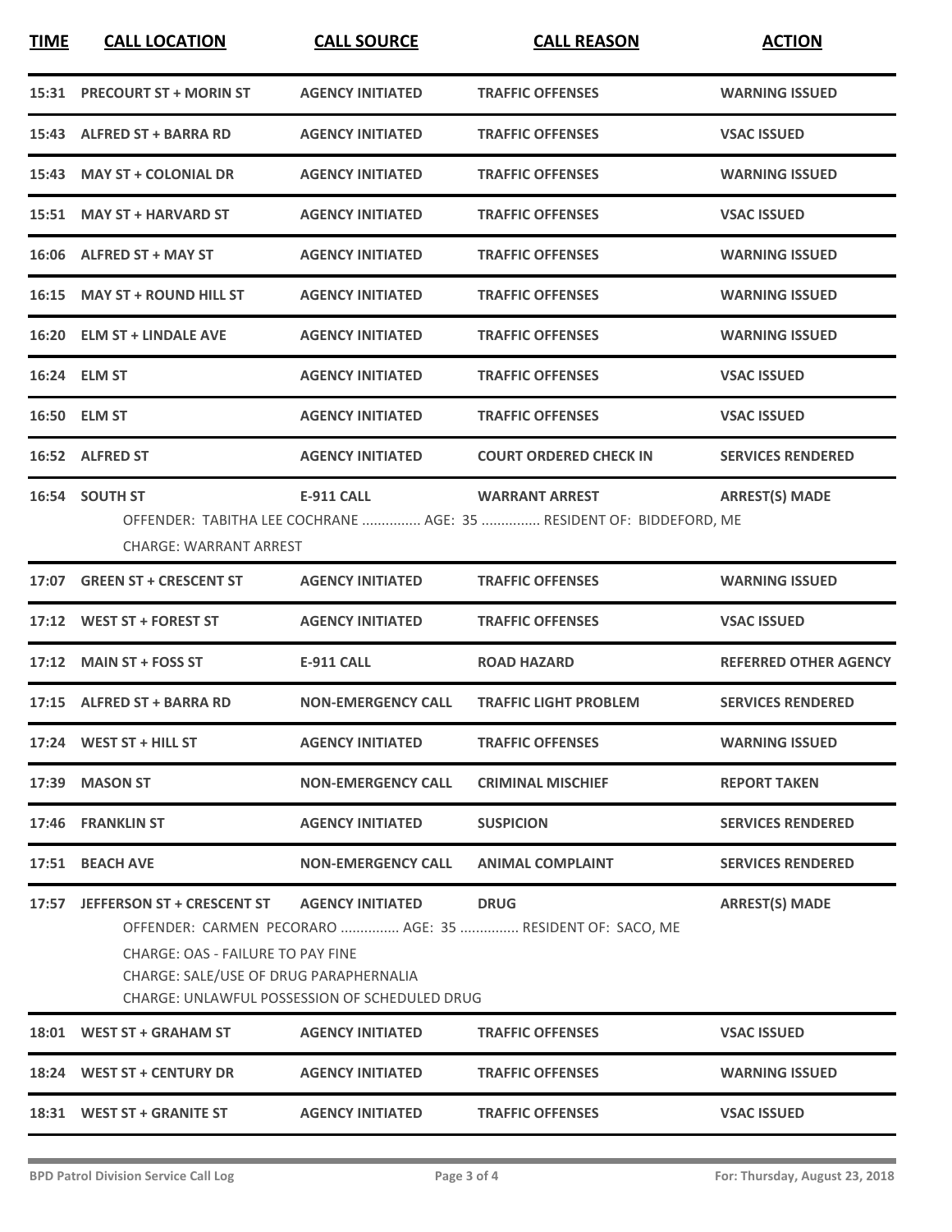| TIME | CALL LOCATION | CALL SOURCE | CALL REASON | ACTION |
|---|---|---|---|---|
| 15:31 | PRECOURT ST + MORIN ST | AGENCY INITIATED | TRAFFIC OFFENSES | WARNING ISSUED |
| 15:43 | ALFRED ST + BARRA RD | AGENCY INITIATED | TRAFFIC OFFENSES | VSAC ISSUED |
| 15:43 | MAY ST + COLONIAL DR | AGENCY INITIATED | TRAFFIC OFFENSES | WARNING ISSUED |
| 15:51 | MAY ST + HARVARD ST | AGENCY INITIATED | TRAFFIC OFFENSES | VSAC ISSUED |
| 16:06 | ALFRED ST + MAY ST | AGENCY INITIATED | TRAFFIC OFFENSES | WARNING ISSUED |
| 16:15 | MAY ST + ROUND HILL ST | AGENCY INITIATED | TRAFFIC OFFENSES | WARNING ISSUED |
| 16:20 | ELM ST + LINDALE AVE | AGENCY INITIATED | TRAFFIC OFFENSES | WARNING ISSUED |
| 16:24 | ELM ST | AGENCY INITIATED | TRAFFIC OFFENSES | VSAC ISSUED |
| 16:50 | ELM ST | AGENCY INITIATED | TRAFFIC OFFENSES | VSAC ISSUED |
| 16:52 | ALFRED ST | AGENCY INITIATED | COURT ORDERED CHECK IN | SERVICES RENDERED |
| 16:54 | SOUTH ST | E-911 CALL | WARRANT ARREST | ARREST(S) MADE |
| | OFFENDER: TABITHA LEE COCHRANE ............... AGE: 35 ............... RESIDENT OF: BIDDEFORD, ME<br>CHARGE: WARRANT ARREST | | | |
| 17:07 | GREEN ST + CRESCENT ST | AGENCY INITIATED | TRAFFIC OFFENSES | WARNING ISSUED |
| 17:12 | WEST ST + FOREST ST | AGENCY INITIATED | TRAFFIC OFFENSES | VSAC ISSUED |
| 17:12 | MAIN ST + FOSS ST | E-911 CALL | ROAD HAZARD | REFERRED OTHER AGENCY |
| 17:15 | ALFRED ST + BARRA RD | NON-EMERGENCY CALL | TRAFFIC LIGHT PROBLEM | SERVICES RENDERED |
| 17:24 | WEST ST + HILL ST | AGENCY INITIATED | TRAFFIC OFFENSES | WARNING ISSUED |
| 17:39 | MASON ST | NON-EMERGENCY CALL | CRIMINAL MISCHIEF | REPORT TAKEN |
| 17:46 | FRANKLIN ST | AGENCY INITIATED | SUSPICION | SERVICES RENDERED |
| 17:51 | BEACH AVE | NON-EMERGENCY CALL | ANIMAL COMPLAINT | SERVICES RENDERED |
| 17:57 | JEFFERSON ST + CRESCENT ST | AGENCY INITIATED | DRUG | ARREST(S) MADE |
| | OFFENDER: CARMEN PECORARO ............... AGE: 35 ............... RESIDENT OF: SACO, ME<br>CHARGE: OAS - FAILURE TO PAY FINE<br>CHARGE: SALE/USE OF DRUG PARAPHERNALIA<br>CHARGE: UNLAWFUL POSSESSION OF SCHEDULED DRUG | | | |
| 18:01 | WEST ST + GRAHAM ST | AGENCY INITIATED | TRAFFIC OFFENSES | VSAC ISSUED |
| 18:24 | WEST ST + CENTURY DR | AGENCY INITIATED | TRAFFIC OFFENSES | WARNING ISSUED |
| 18:31 | WEST ST + GRANITE ST | AGENCY INITIATED | TRAFFIC OFFENSES | VSAC ISSUED |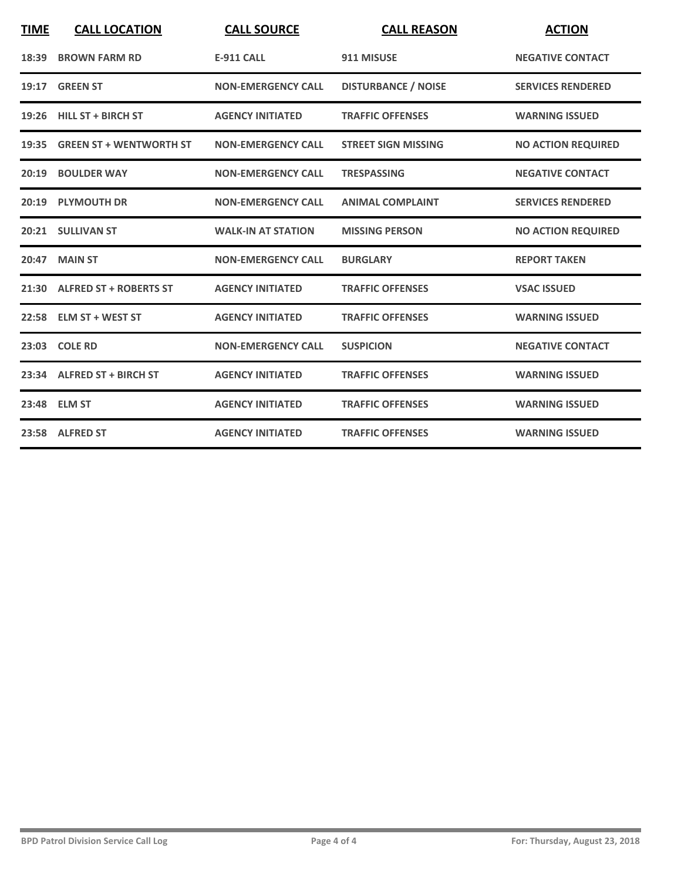| TIME | CALL LOCATION | CALL SOURCE | CALL REASON | ACTION |
| --- | --- | --- | --- | --- |
| 18:39 | BROWN FARM RD | E-911 CALL | 911 MISUSE | NEGATIVE CONTACT |
| 19:17 | GREEN ST | NON-EMERGENCY CALL | DISTURBANCE / NOISE | SERVICES RENDERED |
| 19:26 | HILL ST + BIRCH ST | AGENCY INITIATED | TRAFFIC OFFENSES | WARNING ISSUED |
| 19:35 | GREEN ST + WENTWORTH ST | NON-EMERGENCY CALL | STREET SIGN MISSING | NO ACTION REQUIRED |
| 20:19 | BOULDER WAY | NON-EMERGENCY CALL | TRESPASSING | NEGATIVE CONTACT |
| 20:19 | PLYMOUTH DR | NON-EMERGENCY CALL | ANIMAL COMPLAINT | SERVICES RENDERED |
| 20:21 | SULLIVAN ST | WALK-IN AT STATION | MISSING PERSON | NO ACTION REQUIRED |
| 20:47 | MAIN ST | NON-EMERGENCY CALL | BURGLARY | REPORT TAKEN |
| 21:30 | ALFRED ST + ROBERTS ST | AGENCY INITIATED | TRAFFIC OFFENSES | VSAC ISSUED |
| 22:58 | ELM ST + WEST ST | AGENCY INITIATED | TRAFFIC OFFENSES | WARNING ISSUED |
| 23:03 | COLE RD | NON-EMERGENCY CALL | SUSPICION | NEGATIVE CONTACT |
| 23:34 | ALFRED ST + BIRCH ST | AGENCY INITIATED | TRAFFIC OFFENSES | WARNING ISSUED |
| 23:48 | ELM ST | AGENCY INITIATED | TRAFFIC OFFENSES | WARNING ISSUED |
| 23:58 | ALFRED ST | AGENCY INITIATED | TRAFFIC OFFENSES | WARNING ISSUED |